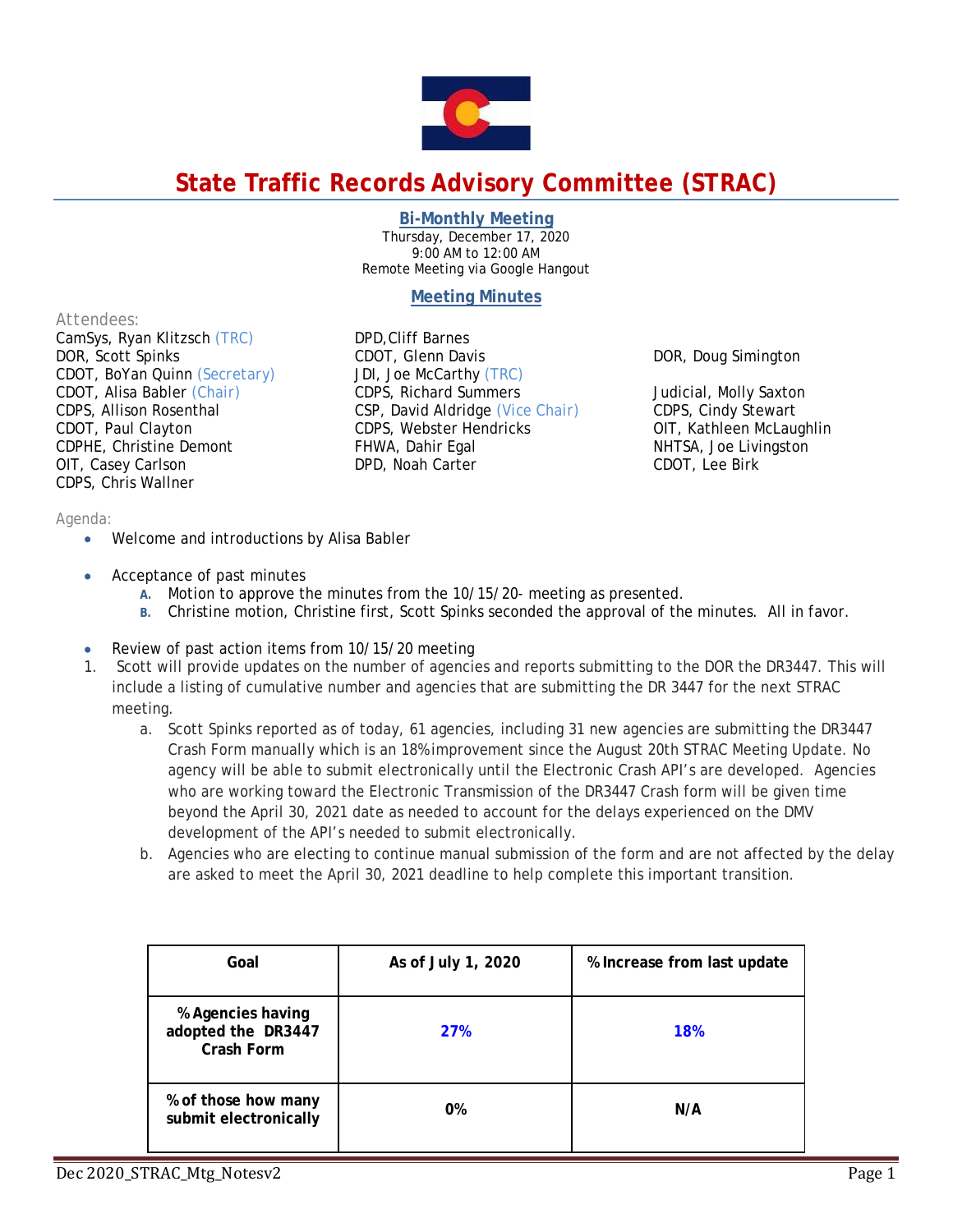# State Traffic Records Advisory Committee (STRAC)

**Bi-Monthly Meeting**
Thursday, December 17, 2020
9:00 AM to 12:00 AM
Remote Meeting via Google Hangout

**Meeting Minutes**

Attendees:

CamSys, Ryan Klitzsch (TRC)
DOR, Scott Spinks
CDOT, BoYan Quinn (Secretary)
CDOT, Alisa Babler (Chair)
CDPS, Allison Rosenthal
CDOT, Paul Clayton
CDPHE, Christine Demont
OIT, Casey Carlson
CDPS, Chris Wallner
DPD, Cliff Barnes
CDOT, Glenn Davis
JDI, Joe McCarthy (TRC)
CDPS, Richard Summers
CSP, David Aldridge (Vice Chair)
CDPS, Webster Hendricks
FHWA, Dahir Egal
DPD, Noah Carter
DOR, Doug Simington
Judicial, Molly Saxton
CDPS, Cindy Stewart
OIT, Kathleen McLaughlin
NHTSA, Joe Livingston
CDOT, Lee Birk

Agenda:

- Welcome and introductions by Alisa Babler
- Acceptance of past minutes
  - A. Motion to approve the minutes from the 10/15/20- meeting as presented.
  - B. Christine motion, Christine first, Scott Spinks seconded the approval of the minutes. All in favor.
- Review of past action items from 10/15/20 meeting

1. Scott will provide updates on the number of agencies and reports submitting to the DOR the DR3447. This will include a listing of cumulative number and agencies that are submitting the DR 3447 for the next STRAC meeting.
   a. Scott Spinks reported as of today, 61 agencies, including 31 new agencies are submitting the DR3447 Crash Form manually which is an 18% improvement since the August 20th STRAC Meeting Update. No agency will be able to submit electronically until the Electronic Crash API's are developed. Agencies who are working toward the Electronic Transmission of the DR3447 Crash form will be given time beyond the April 30, 2021 date as needed to account for the delays experienced on the DMV development of the API's needed to submit electronically.
   b. Agencies who are electing to continue manual submission of the form and are not affected by the delay are asked to meet the April 30, 2021 deadline to help complete this important transition.

| Goal | As of July 1, 2020 | % Increase from last update |
|---|---|---|
| % Agencies having adopted the DR3447 Crash Form | 27% | 18% |
| % of those how many submit electronically | 0% | N/A |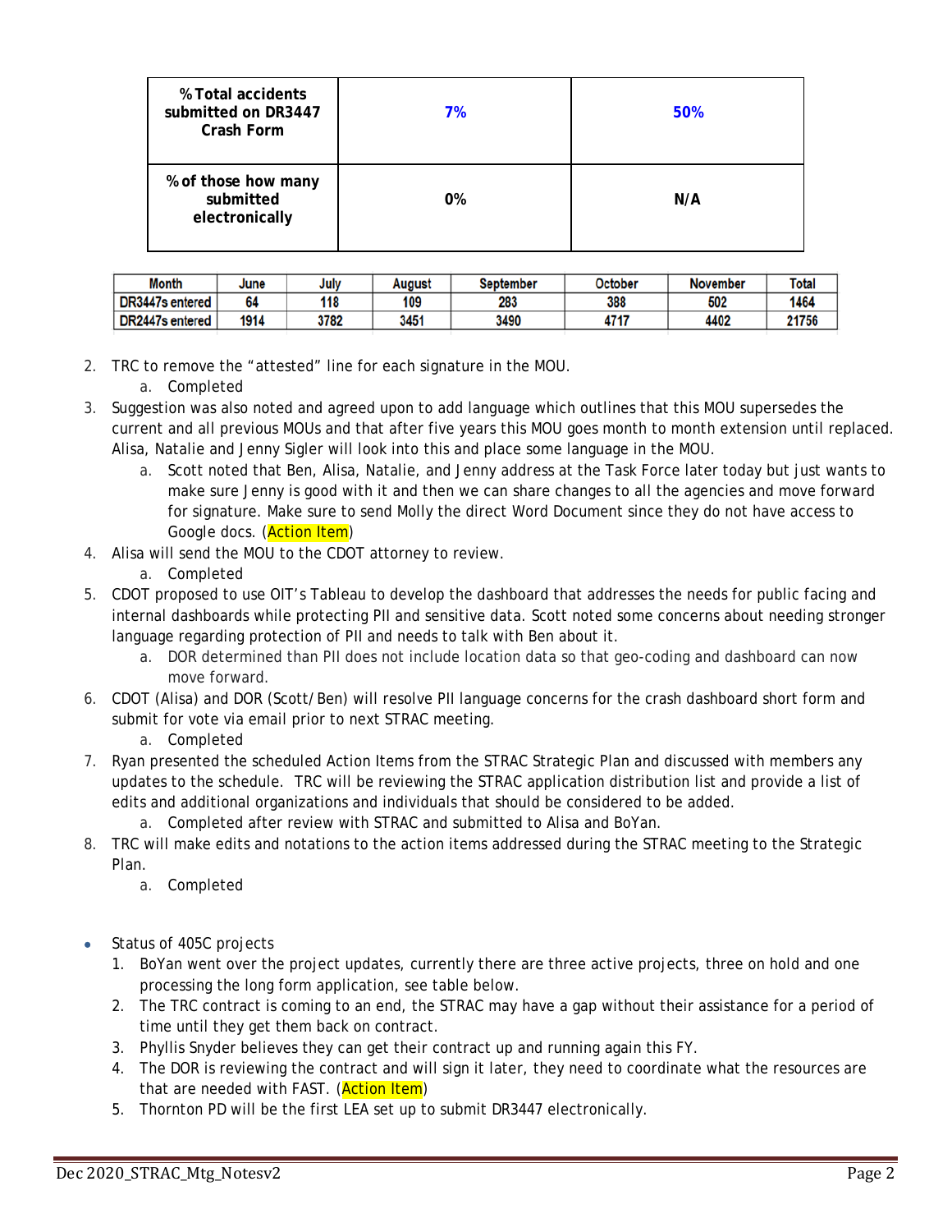| % Total accidents submitted on DR3447 Crash Form | 7% | 50% |
|---|---|---|
| % of those how many submitted electronically | 0% | N/A |

| Month | June | July | August | September | October | November | Total |
|---|---|---|---|---|---|---|---|
| DR3447s entered | 64 | 118 | 109 | 283 | 388 | 502 | 1464 |
| DR2447s entered | 1914 | 3782 | 3451 | 3490 | 4717 | 4402 | 21756 |

2. TRC to remove the "attested" line for each signature in the MOU.
   a. Completed
3. Suggestion was also noted and agreed upon to add language which outlines that this MOU supersedes the current and all previous MOUs and that after five years this MOU goes month to month extension until replaced. Alisa, Natalie and Jenny Sigler will look into this and place some language in the MOU.
   a. Scott noted that Ben, Alisa, Natalie, and Jenny address at the Task Force later today but just wants to make sure Jenny is good with it and then we can share changes to all the agencies and move forward for signature. Make sure to send Molly the direct Word Document since they do not have access to Google docs. (Action Item)
4. Alisa will send the MOU to the CDOT attorney to review.
   a. Completed
5. CDOT proposed to use OIT's Tableau to develop the dashboard that addresses the needs for public facing and internal dashboards while protecting PII and sensitive data. Scott noted some concerns about needing stronger language regarding protection of PII and needs to talk with Ben about it.
   a. DOR determined than PII does not include location data so that geo-coding and dashboard can now move forward.
6. CDOT (Alisa) and DOR (Scott/Ben) will resolve PII language concerns for the crash dashboard short form and submit for vote via email prior to next STRAC meeting.
   a. Completed
7. Ryan presented the scheduled Action Items from the STRAC Strategic Plan and discussed with members any updates to the schedule. TRC will be reviewing the STRAC application distribution list and provide a list of edits and additional organizations and individuals that should be considered to be added.
   a. Completed after review with STRAC and submitted to Alisa and BoYan.
8. TRC will make edits and notations to the action items addressed during the STRAC meeting to the Strategic Plan.
   a. Completed

- Status of 405C projects
  1. BoYan went over the project updates, currently there are three active projects, three on hold and one processing the long form application, see table below.
  2. The TRC contract is coming to an end, the STRAC may have a gap without their assistance for a period of time until they get them back on contract.
  3. Phyllis Snyder believes they can get their contract up and running again this FY.
  4. The DOR is reviewing the contract and will sign it later, they need to coordinate what the resources are that are needed with FAST. (Action Item)
  5. Thornton PD will be the first LEA set up to submit DR3447 electronically.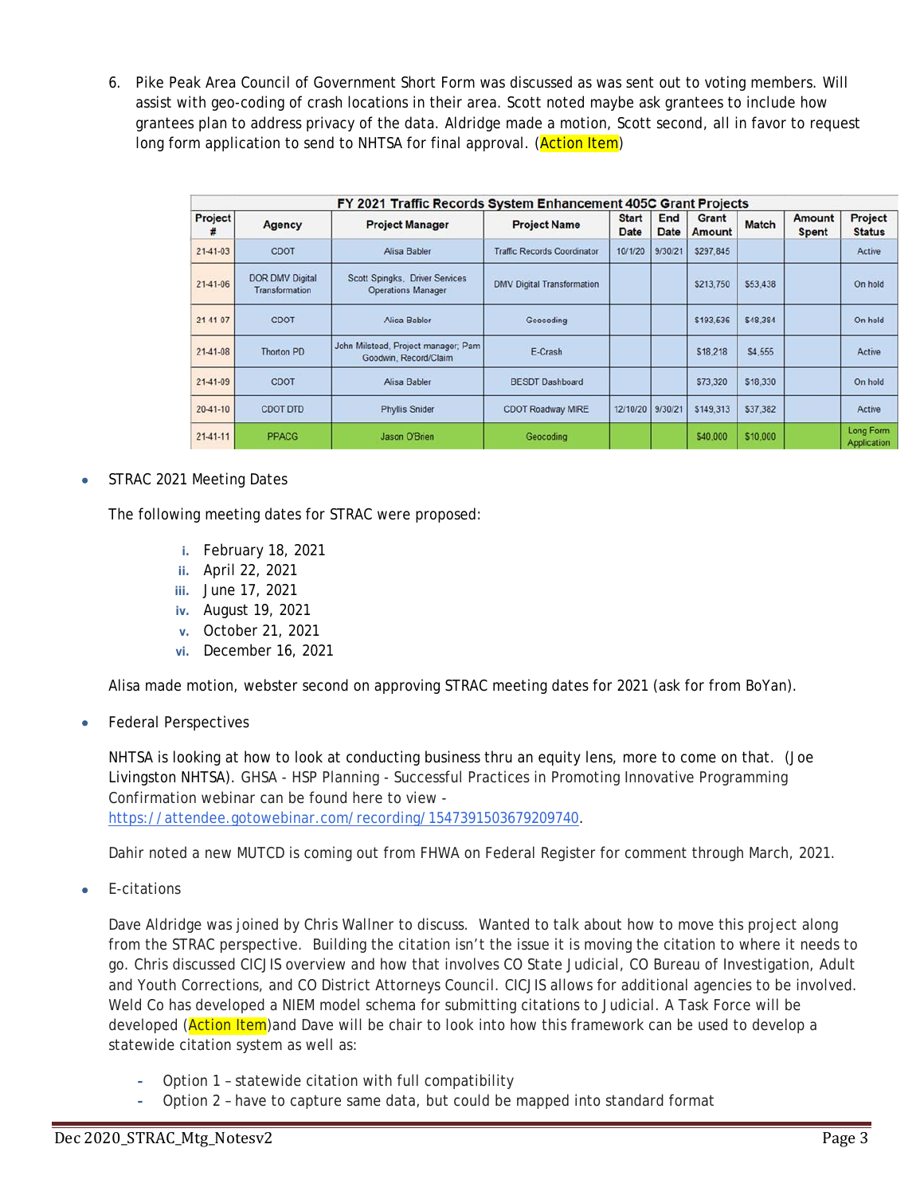6. Pike Peak Area Council of Government Short Form was discussed as was sent out to voting members. Will assist with geo-coding of crash locations in their area. Scott noted maybe ask grantees to include how grantees plan to address privacy of the data. Aldridge made a motion, Scott second, all in favor to request long form application to send to NHTSA for final approval. (Action Item)

| FY 2021 Traffic Records System Enhancement 405C Grant Projects | | | | | | | | | |
|---|---|---|---|---|---|---|---|---|---|
| Project # | Agency | Project Manager | Project Name | Start Date | End Date | Grant Amount | Match | Amount Spent | Project Status |
| 21-41-03 | CDOT | Alisa Babler | Traffic Records Coordinator | 10/1/20 | 9/30/21 | $297,845 | | | Active |
| 21-41-06 | DOR DMV Digital Transformation | Scott Spingks, Driver Services Operations Manager | DMV Digital Transformation | | | $213,750 | $53,438 | | On hold |
| 21-41-07 | CDOT | Alisa Babler | Geocoding | | | $193,536 | $48,384 | | On hold |
| 21-41-08 | Thorton PD | John Milstead, Project manager; Pam Goodwin, Record/Claim | E-Crash | | | $18,218 | $4,555 | | Active |
| 21-41-09 | CDOT | Alisa Babler | BESDT Dashboard | | | $73,320 | $18,330 | | On hold |
| 20-41-10 | CDOT DTD | Phyllis Snider | CDOT Roadway MIRE | 12/10/20 | 9/30/21 | $149,313 | $37,382 | | Active |
| 21-41-11 | PPACG | Jason O'Brien | Geocoding | | | $40,000 | $10,000 | | Long Form Application |

- STRAC 2021 Meeting Dates

  The following meeting dates for STRAC were proposed:

  i. February 18, 2021
  ii. April 22, 2021
  iii. June 17, 2021
  iv. August 19, 2021
  v. October 21, 2021
  vi. December 16, 2021

  Alisa made motion, webster second on approving STRAC meeting dates for 2021 (ask for from BoYan).

- Federal Perspectives

  NHTSA is looking at how to look at conducting business thru an equity lens, more to come on that. (Joe Livingston NHTSA). GHSA - HSP Planning - Successful Practices in Promoting Innovative Programming Confirmation webinar can be found here to view - https://attendee.gotowebinar.com/recording/1547391503679209740.

  Dahir noted a new MUTCD is coming out from FHWA on Federal Register for comment through March, 2021.

- E-citations

  Dave Aldridge was joined by Chris Wallner to discuss. Wanted to talk about how to move this project along from the STRAC perspective. Building the citation isn't the issue it is moving the citation to where it needs to go. Chris discussed CICJIS overview and how that involves CO State Judicial, CO Bureau of Investigation, Adult and Youth Corrections, and CO District Attorneys Council. CICJIS allows for additional agencies to be involved. Weld Co has developed a NIEM model schema for submitting citations to Judicial. A Task Force will be developed (Action Item)and Dave will be chair to look into how this framework can be used to develop a statewide citation system as well as:

  - Option 1 – statewide citation with full compatibility
  - Option 2 – have to capture same data, but could be mapped into standard format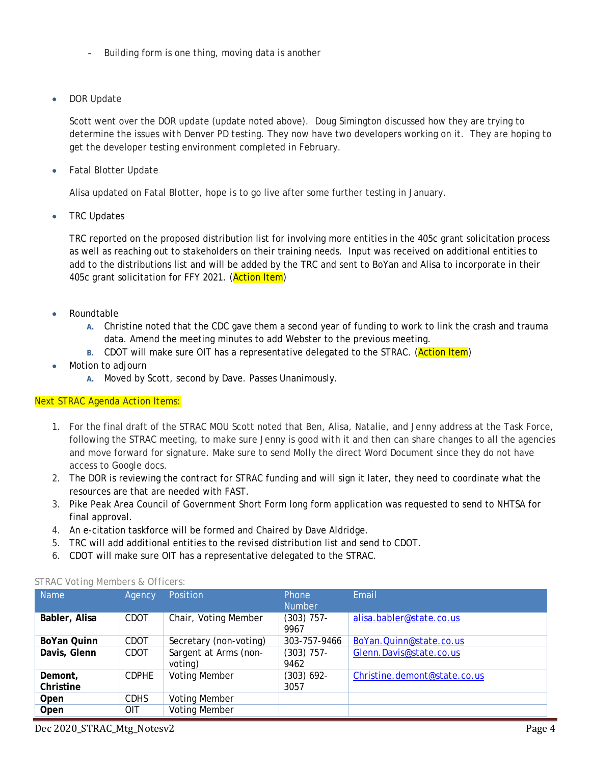- Building form is one thing, moving data is another

- DOR Update

  Scott went over the DOR update (update noted above). Doug Simington discussed how they are trying to determine the issues with Denver PD testing. They now have two developers working on it. They are hoping to get the developer testing environment completed in February.

- Fatal Blotter Update

  Alisa updated on Fatal Blotter, hope is to go live after some further testing in January.

- TRC Updates

  TRC reported on the proposed distribution list for involving more entities in the 405c grant solicitation process as well as reaching out to stakeholders on their training needs. Input was received on additional entities to add to the distributions list and will be added by the TRC and sent to BoYan and Alisa to incorporate in their 405c grant solicitation for FFY 2021. (Action Item)

- Roundtable
  - A. Christine noted that the CDC gave them a second year of funding to work to link the crash and trauma data. Amend the meeting minutes to add Webster to the previous meeting.
  - B. CDOT will make sure OIT has a representative delegated to the STRAC. (Action Item)
- Motion to adjourn
  - A. Moved by Scott, second by Dave. Passes Unanimously.

Next STRAC Agenda Action Items:

1. For the final draft of the STRAC MOU Scott noted that Ben, Alisa, Natalie, and Jenny address at the Task Force, following the STRAC meeting, to make sure Jenny is good with it and then can share changes to all the agencies and move forward for signature. Make sure to send Molly the direct Word Document since they do not have access to Google docs.
2. The DOR is reviewing the contract for STRAC funding and will sign it later, they need to coordinate what the resources are that are needed with FAST.
3. Pike Peak Area Council of Government Short Form long form application was requested to send to NHTSA for final approval.
4. An e-citation taskforce will be formed and Chaired by Dave Aldridge.
5. TRC will add additional entities to the revised distribution list and send to CDOT.
6. CDOT will make sure OIT has a representative delegated to the STRAC.

STRAC Voting Members & Officers:

| Name | Agency | Position | Phone Number | Email |
|---|---|---|---|---|
| **Babler, Alisa** | CDOT | Chair, Voting Member | (303) 757-9967 | alisa.babler@state.co.us |
| **BoYan Quinn** | CDOT | Secretary (non-voting) | 303-757-9466 | BoYan.Quinn@state.co.us |
| **Davis, Glenn** | CDOT | Sargent at Arms (non-voting) | (303) 757-9462 | Glenn.Davis@state.co.us |
| **Demont, Christine** | CDPHE | Voting Member | (303) 692-3057 | Christine.demont@state.co.us |
| **Open** | CDHS | Voting Member | | |
| **Open** | OIT | Voting Member | | |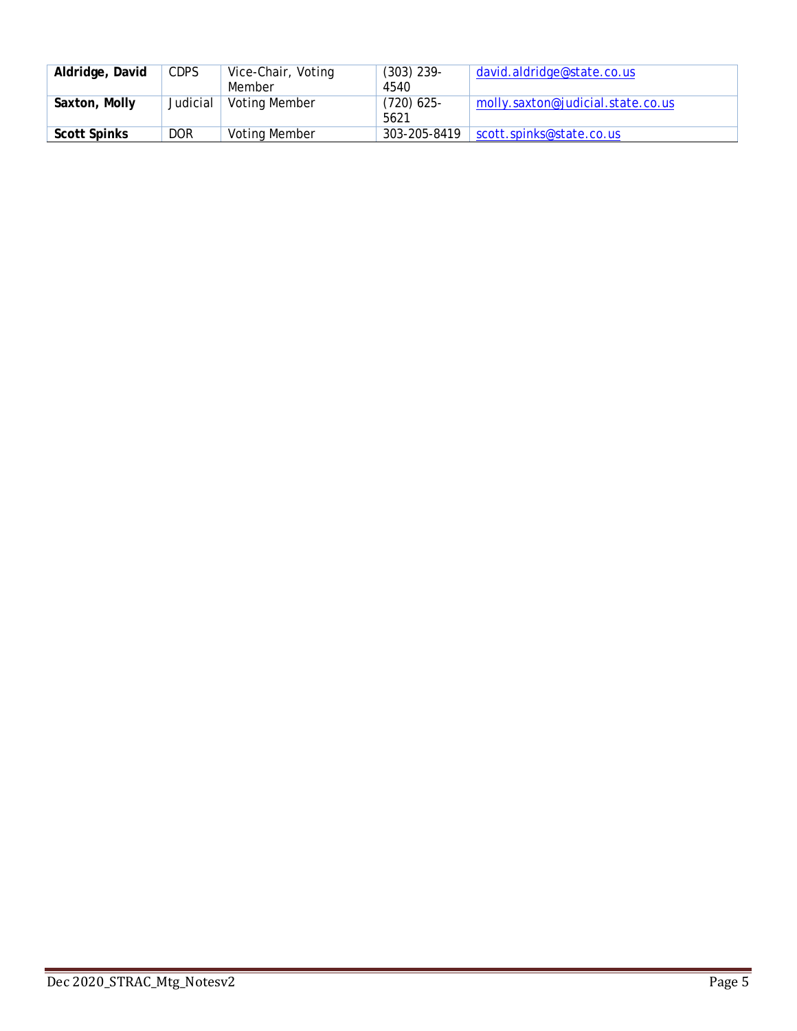| | | | | |
|---|---|---|---|---|
| **Aldridge, David** | CDPS | Vice-Chair, Voting Member | (303) 239-4540 | david.aldridge@state.co.us |
| **Saxton, Molly** | Judicial | Voting Member | (720) 625-5621 | molly.saxton@judicial.state.co.us |
| **Scott Spinks** | DOR | Voting Member | 303-205-8419 | scott.spinks@state.co.us |